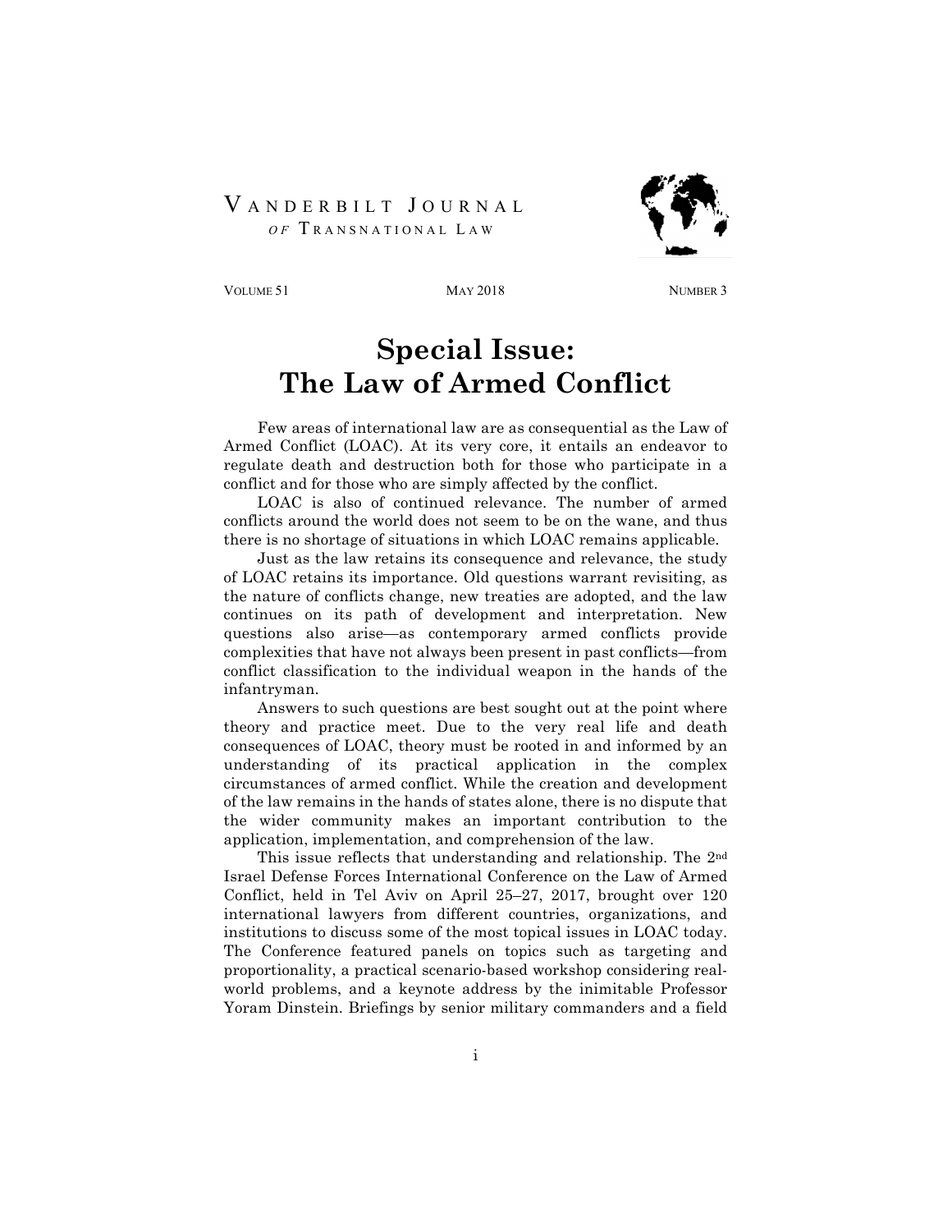VANDERBILT JOURNAL
*OF* TRANSNATIONAL LAW

VOLUME 51 | MAY 2018 | NUMBER 3

# Special Issue: The Law of Armed Conflict

Few areas of international law are as consequential as the Law of Armed Conflict (LOAC). At its very core, it entails an endeavor to regulate death and destruction both for those who participate in a conflict and for those who are simply affected by the conflict.

LOAC is also of continued relevance. The number of armed conflicts around the world does not seem to be on the wane, and thus there is no shortage of situations in which LOAC remains applicable.

Just as the law retains its consequence and relevance, the study of LOAC retains its importance. Old questions warrant revisiting, as the nature of conflicts change, new treaties are adopted, and the law continues on its path of development and interpretation. New questions also arise—as contemporary armed conflicts provide complexities that have not always been present in past conflicts—from conflict classification to the individual weapon in the hands of the infantryman.

Answers to such questions are best sought out at the point where theory and practice meet. Due to the very real life and death consequences of LOAC, theory must be rooted in and informed by an understanding of its practical application in the complex circumstances of armed conflict. While the creation and development of the law remains in the hands of states alone, there is no dispute that the wider community makes an important contribution to the application, implementation, and comprehension of the law.

This issue reflects that understanding and relationship. The 2nd Israel Defense Forces International Conference on the Law of Armed Conflict, held in Tel Aviv on April 25–27, 2017, brought over 120 international lawyers from different countries, organizations, and institutions to discuss some of the most topical issues in LOAC today. The Conference featured panels on topics such as targeting and proportionality, a practical scenario-based workshop considering real-world problems, and a keynote address by the inimitable Professor Yoram Dinstein. Briefings by senior military commanders and a field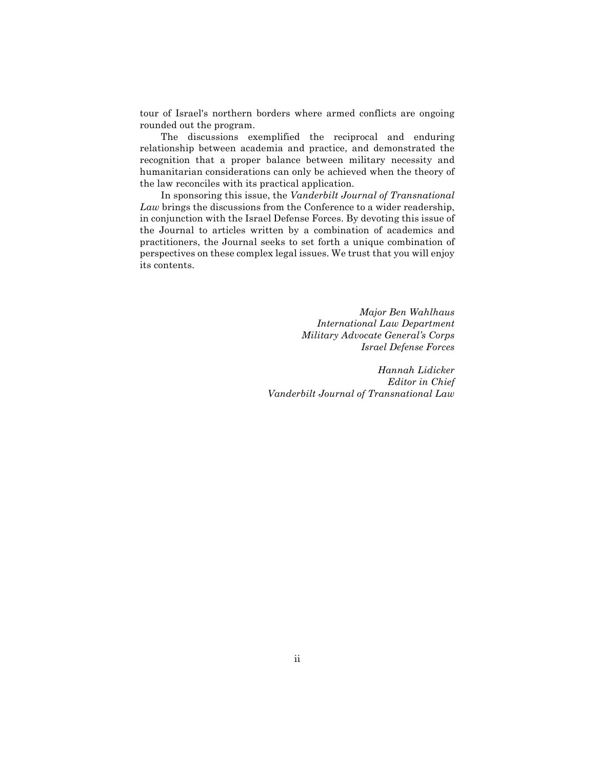tour of Israel's northern borders where armed conflicts are ongoing rounded out the program.

The discussions exemplified the reciprocal and enduring relationship between academia and practice, and demonstrated the recognition that a proper balance between military necessity and humanitarian considerations can only be achieved when the theory of the law reconciles with its practical application.

In sponsoring this issue, the *Vanderbilt Journal of Transnational Law* brings the discussions from the Conference to a wider readership, in conjunction with the Israel Defense Forces. By devoting this issue of the Journal to articles written by a combination of academics and practitioners, the Journal seeks to set forth a unique combination of perspectives on these complex legal issues. We trust that you will enjoy its contents.

*Major Ben Wahlhaus*
*International Law Department*
*Military Advocate General's Corps*
*Israel Defense Forces*

*Hannah Lidicker*
*Editor in Chief*
*Vanderbilt Journal of Transnational Law*